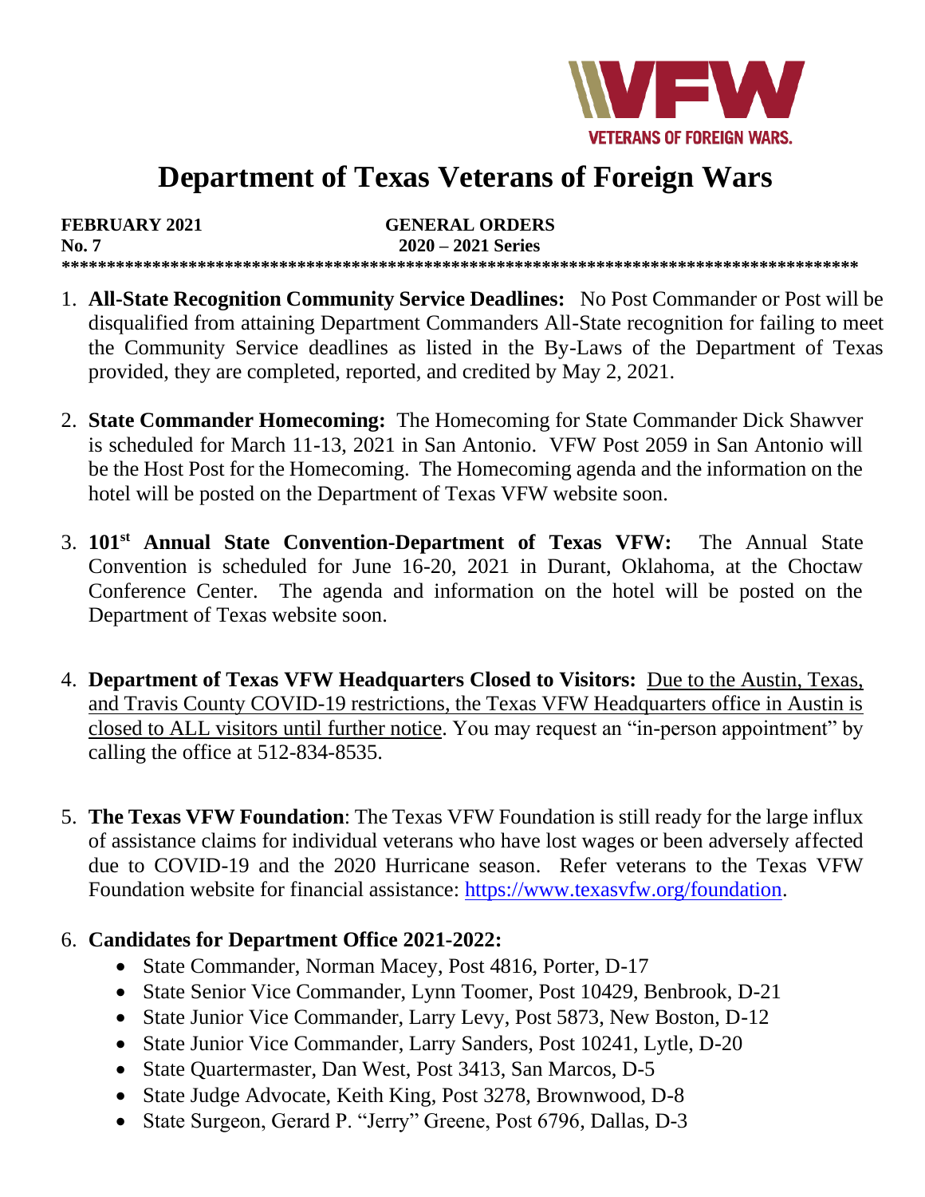# Department of Texas Veterans of Foreign Wars

**FEBRUARY 2021** **GENERAL ORDERS**
**No. 7** **2020 – 2021 Series**

**************************************************************************************

1. **All-State Recognition Community Service Deadlines:** No Post Commander or Post will be disqualified from attaining Department Commanders All-State recognition for failing to meet the Community Service deadlines as listed in the By-Laws of the Department of Texas provided, they are completed, reported, and credited by May 2, 2021.

2. **State Commander Homecoming:** The Homecoming for State Commander Dick Shawver is scheduled for March 11-13, 2021 in San Antonio. VFW Post 2059 in San Antonio will be the Host Post for the Homecoming. The Homecoming agenda and the information on the hotel will be posted on the Department of Texas VFW website soon.

3. **101st Annual State Convention-Department of Texas VFW:** The Annual State Convention is scheduled for June 16-20, 2021 in Durant, Oklahoma, at the Choctaw Conference Center. The agenda and information on the hotel will be posted on the Department of Texas website soon.

4. **Department of Texas VFW Headquarters Closed to Visitors:** Due to the Austin, Texas, and Travis County COVID-19 restrictions, the Texas VFW Headquarters office in Austin is closed to ALL visitors until further notice. You may request an "in-person appointment" by calling the office at 512-834-8535.

5. **The Texas VFW Foundation**: The Texas VFW Foundation is still ready for the large influx of assistance claims for individual veterans who have lost wages or been adversely affected due to COVID-19 and the 2020 Hurricane season. Refer veterans to the Texas VFW Foundation website for financial assistance: https://www.texasvfw.org/foundation.

6. **Candidates for Department Office 2021-2022:**
   - State Commander, Norman Macey, Post 4816, Porter, D-17
   - State Senior Vice Commander, Lynn Toomer, Post 10429, Benbrook, D-21
   - State Junior Vice Commander, Larry Levy, Post 5873, New Boston, D-12
   - State Junior Vice Commander, Larry Sanders, Post 10241, Lytle, D-20
   - State Quartermaster, Dan West, Post 3413, San Marcos, D-5
   - State Judge Advocate, Keith King, Post 3278, Brownwood, D-8
   - State Surgeon, Gerard P. "Jerry" Greene, Post 6796, Dallas, D-3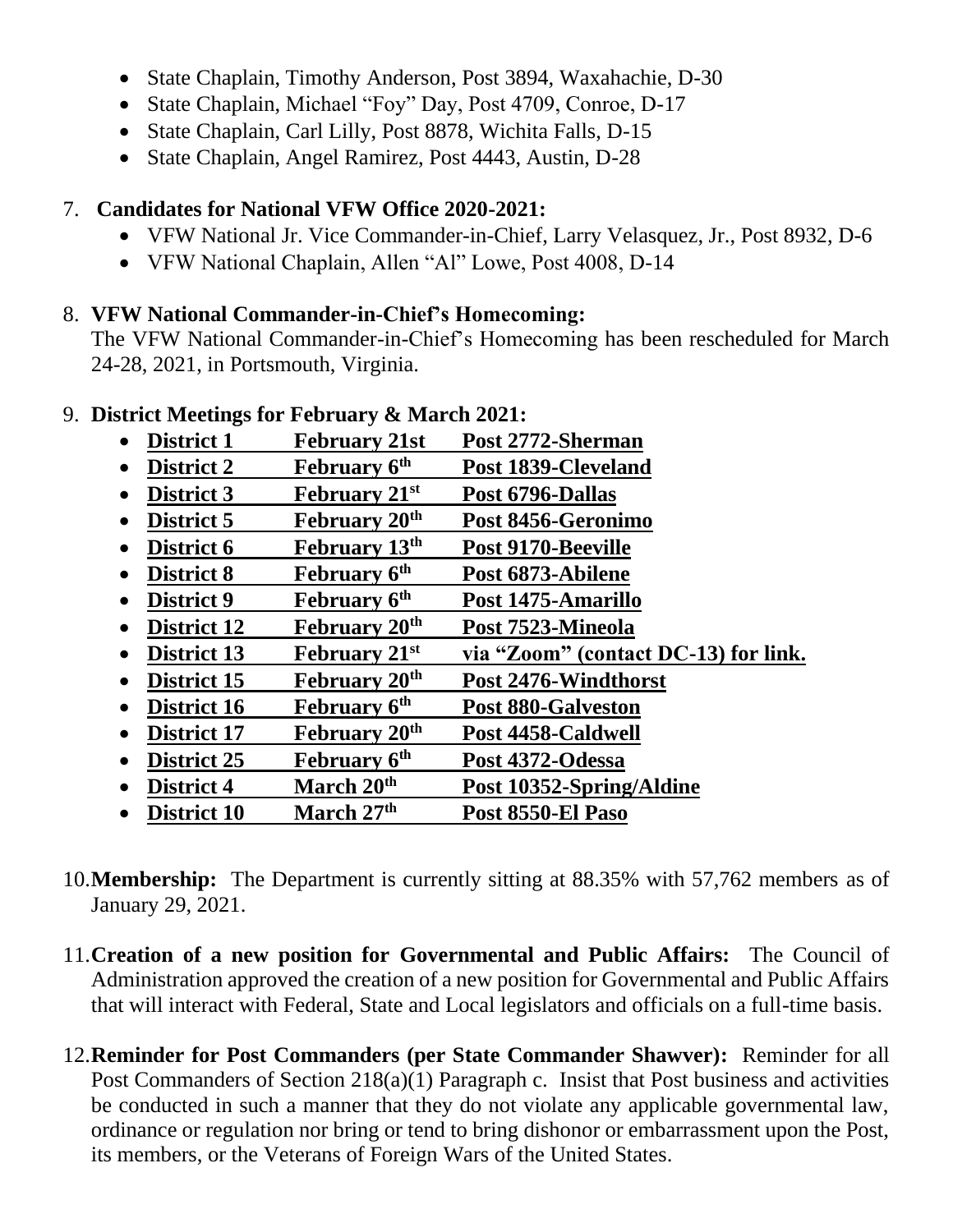- State Chaplain, Timothy Anderson, Post 3894, Waxahachie, D-30
- State Chaplain, Michael "Foy" Day, Post 4709, Conroe, D-17
- State Chaplain, Carl Lilly, Post 8878, Wichita Falls, D-15
- State Chaplain, Angel Ramirez, Post 4443, Austin, D-28

7. **Candidates for National VFW Office 2020-2021:**
   - VFW National Jr. Vice Commander-in-Chief, Larry Velasquez, Jr., Post 8932, D-6
   - VFW National Chaplain, Allen "Al" Lowe, Post 4008, D-14

8. **VFW National Commander-in-Chief's Homecoming:**
   The VFW National Commander-in-Chief's Homecoming has been rescheduled for March 24-28, 2021, in Portsmouth, Virginia.

9. **District Meetings for February & March 2021:**
   - **District 1 — February 21st — Post 2772-Sherman**
   - **District 2 — February 6th — Post 1839-Cleveland**
   - **District 3 — February 21st — Post 6796-Dallas**
   - **District 5 — February 20th — Post 8456-Geronimo**
   - **District 6 — February 13th — Post 9170-Beeville**
   - **District 8 — February 6th — Post 6873-Abilene**
   - **District 9 — February 6th — Post 1475-Amarillo**
   - **District 12 — February 20th — Post 7523-Mineola**
   - **District 13 — February 21st — via "Zoom" (contact DC-13) for link.**
   - **District 15 — February 20th — Post 2476-Windthorst**
   - **District 16 — February 6th — Post 880-Galveston**
   - **District 17 — February 20th — Post 4458-Caldwell**
   - **District 25 — February 6th — Post 4372-Odessa**
   - **District 4 — March 20th — Post 10352-Spring/Aldine**
   - **District 10 — March 27th — Post 8550-El Paso**

10. **Membership:** The Department is currently sitting at 88.35% with 57,762 members as of January 29, 2021.

11. **Creation of a new position for Governmental and Public Affairs:** The Council of Administration approved the creation of a new position for Governmental and Public Affairs that will interact with Federal, State and Local legislators and officials on a full-time basis.

12. **Reminder for Post Commanders (per State Commander Shawver):** Reminder for all Post Commanders of Section 218(a)(1) Paragraph c. Insist that Post business and activities be conducted in such a manner that they do not violate any applicable governmental law, ordinance or regulation nor bring or tend to bring dishonor or embarrassment upon the Post, its members, or the Veterans of Foreign Wars of the United States.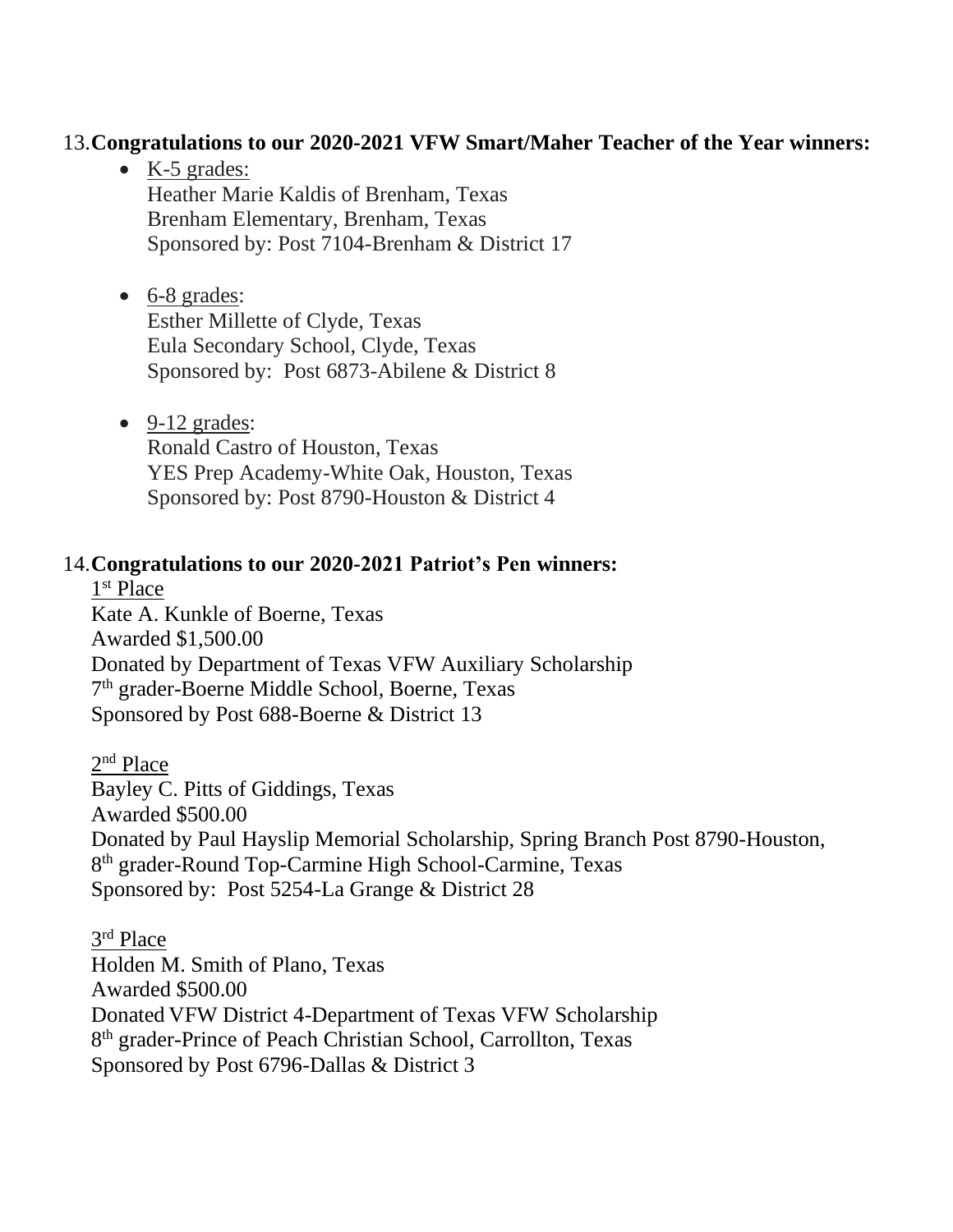13. **Congratulations to our 2020-2021 VFW Smart/Maher Teacher of the Year winners:**

- K-5 grades:
  Heather Marie Kaldis of Brenham, Texas
  Brenham Elementary, Brenham, Texas
  Sponsored by: Post 7104-Brenham & District 17

- 6-8 grades:
  Esther Millette of Clyde, Texas
  Eula Secondary School, Clyde, Texas
  Sponsored by: Post 6873-Abilene & District 8

- 9-12 grades:
  Ronald Castro of Houston, Texas
  YES Prep Academy-White Oak, Houston, Texas
  Sponsored by: Post 8790-Houston & District 4

14. **Congratulations to our 2020-2021 Patriot's Pen winners:**

1st Place
Kate A. Kunkle of Boerne, Texas
Awarded $1,500.00
Donated by Department of Texas VFW Auxiliary Scholarship
7th grader-Boerne Middle School, Boerne, Texas
Sponsored by Post 688-Boerne & District 13

2nd Place
Bayley C. Pitts of Giddings, Texas
Awarded $500.00
Donated by Paul Hayslip Memorial Scholarship, Spring Branch Post 8790-Houston,
8th grader-Round Top-Carmine High School-Carmine, Texas
Sponsored by: Post 5254-La Grange & District 28

3rd Place
Holden M. Smith of Plano, Texas
Awarded $500.00
Donated VFW District 4-Department of Texas VFW Scholarship
8th grader-Prince of Peach Christian School, Carrollton, Texas
Sponsored by Post 6796-Dallas & District 3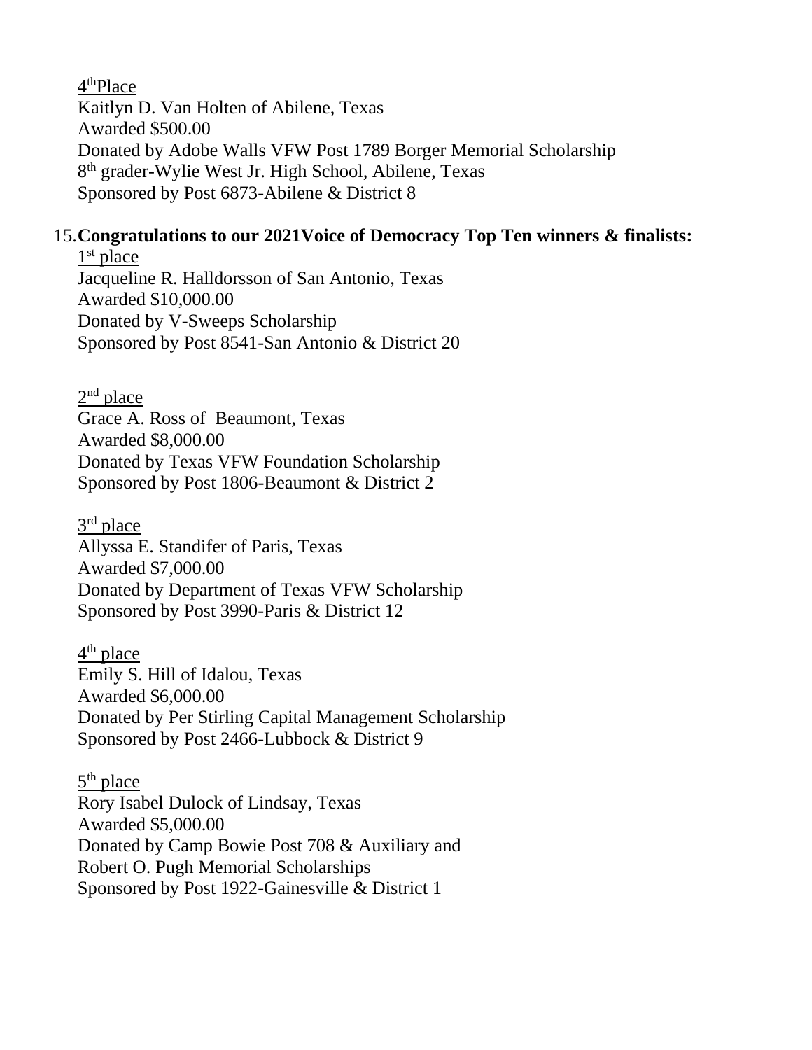<u>4th Place</u>
Kaitlyn D. Van Holten of Abilene, Texas
Awarded $500.00
Donated by Adobe Walls VFW Post 1789 Borger Memorial Scholarship
8th grader-Wylie West Jr. High School, Abilene, Texas
Sponsored by Post 6873-Abilene & District 8

15. **Congratulations to our 2021Voice of Democracy Top Ten winners & finalists:**

<u>1st place</u>
Jacqueline R. Halldorsson of San Antonio, Texas
Awarded $10,000.00
Donated by V-Sweeps Scholarship
Sponsored by Post 8541-San Antonio & District 20

<u>2nd place</u>
Grace A. Ross of Beaumont, Texas
Awarded $8,000.00
Donated by Texas VFW Foundation Scholarship
Sponsored by Post 1806-Beaumont & District 2

<u>3rd place</u>
Allyssa E. Standifer of Paris, Texas
Awarded $7,000.00
Donated by Department of Texas VFW Scholarship
Sponsored by Post 3990-Paris & District 12

<u>4th place</u>
Emily S. Hill of Idalou, Texas
Awarded $6,000.00
Donated by Per Stirling Capital Management Scholarship
Sponsored by Post 2466-Lubbock & District 9

<u>5th place</u>
Rory Isabel Dulock of Lindsay, Texas
Awarded $5,000.00
Donated by Camp Bowie Post 708 & Auxiliary and
Robert O. Pugh Memorial Scholarships
Sponsored by Post 1922-Gainesville & District 1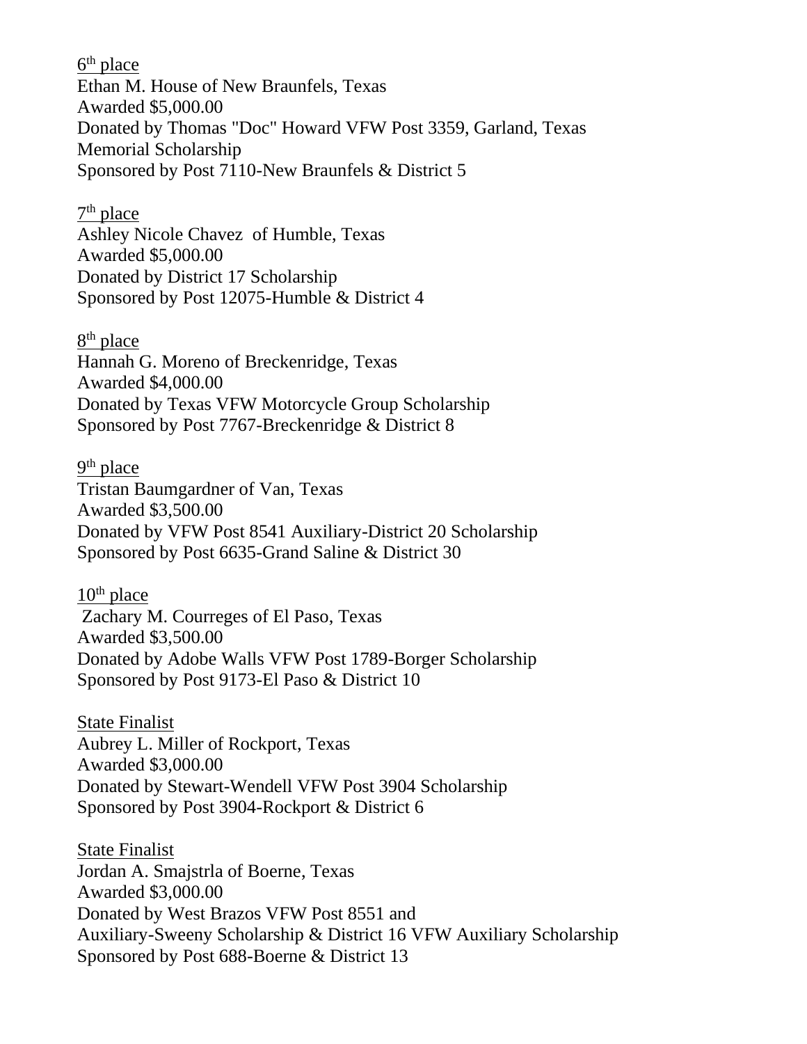6th place
Ethan M. House of New Braunfels, Texas
Awarded $5,000.00
Donated by Thomas "Doc" Howard VFW Post 3359, Garland, Texas
Memorial Scholarship
Sponsored by Post 7110-New Braunfels & District 5

7th place
Ashley Nicole Chavez of Humble, Texas
Awarded $5,000.00
Donated by District 17 Scholarship
Sponsored by Post 12075-Humble & District 4

8th place
Hannah G. Moreno of Breckenridge, Texas
Awarded $4,000.00
Donated by Texas VFW Motorcycle Group Scholarship
Sponsored by Post 7767-Breckenridge & District 8

9th place
Tristan Baumgardner of Van, Texas
Awarded $3,500.00
Donated by VFW Post 8541 Auxiliary-District 20 Scholarship
Sponsored by Post 6635-Grand Saline & District 30

10th place
Zachary M. Courreges of El Paso, Texas
Awarded $3,500.00
Donated by Adobe Walls VFW Post 1789-Borger Scholarship
Sponsored by Post 9173-El Paso & District 10

State Finalist
Aubrey L. Miller of Rockport, Texas
Awarded $3,000.00
Donated by Stewart-Wendell VFW Post 3904 Scholarship
Sponsored by Post 3904-Rockport & District 6

State Finalist
Jordan A. Smajstrla of Boerne, Texas
Awarded $3,000.00
Donated by West Brazos VFW Post 8551 and
Auxiliary-Sweeny Scholarship & District 16 VFW Auxiliary Scholarship
Sponsored by Post 688-Boerne & District 13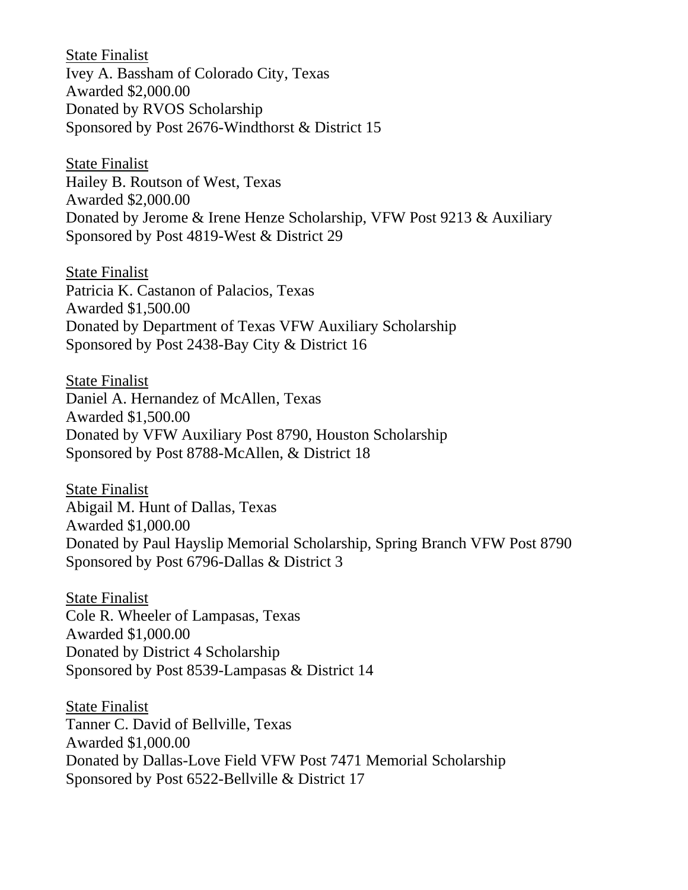<u>State Finalist</u>
Ivey A. Bassham of Colorado City, Texas
Awarded $2,000.00
Donated by RVOS Scholarship
Sponsored by Post 2676-Windthorst & District 15

<u>State Finalist</u>
Hailey B. Routson of West, Texas
Awarded $2,000.00
Donated by Jerome & Irene Henze Scholarship, VFW Post 9213 & Auxiliary
Sponsored by Post 4819-West & District 29

<u>State Finalist</u>
Patricia K. Castanon of Palacios, Texas
Awarded $1,500.00
Donated by Department of Texas VFW Auxiliary Scholarship
Sponsored by Post 2438-Bay City & District 16

<u>State Finalist</u>
Daniel A. Hernandez of McAllen, Texas
Awarded $1,500.00
Donated by VFW Auxiliary Post 8790, Houston Scholarship
Sponsored by Post 8788-McAllen, & District 18

<u>State Finalist</u>
Abigail M. Hunt of Dallas, Texas
Awarded $1,000.00
Donated by Paul Hayslip Memorial Scholarship, Spring Branch VFW Post 8790
Sponsored by Post 6796-Dallas & District 3

<u>State Finalist</u>
Cole R. Wheeler of Lampasas, Texas
Awarded $1,000.00
Donated by District 4 Scholarship
Sponsored by Post 8539-Lampasas & District 14

<u>State Finalist</u>
Tanner C. David of Bellville, Texas
Awarded $1,000.00
Donated by Dallas-Love Field VFW Post 7471 Memorial Scholarship
Sponsored by Post 6522-Bellville & District 17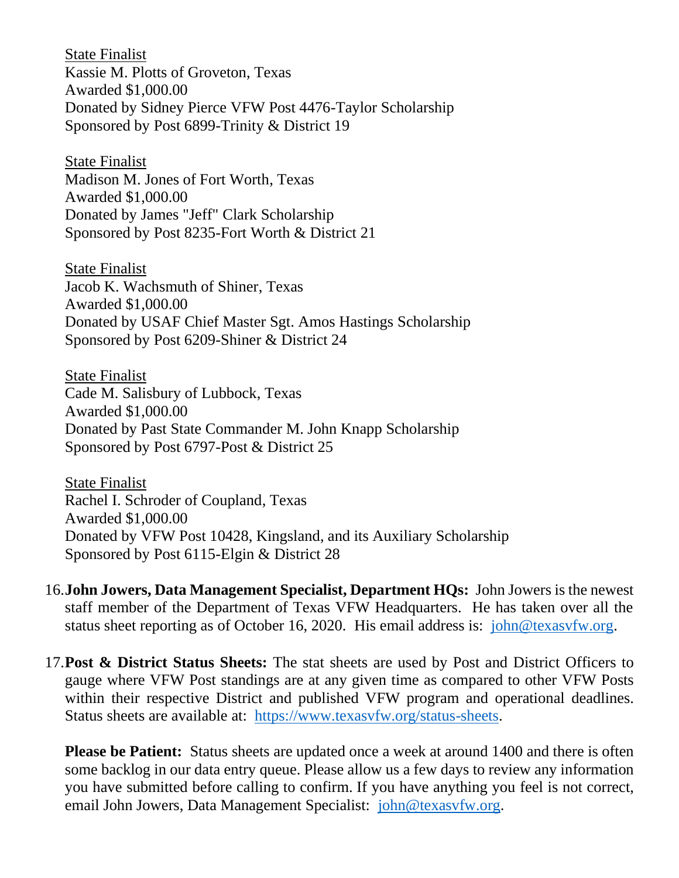<u>State Finalist</u>
Kassie M. Plotts of Groveton, Texas
Awarded $1,000.00
Donated by Sidney Pierce VFW Post 4476-Taylor Scholarship
Sponsored by Post 6899-Trinity & District 19

<u>State Finalist</u>
Madison M. Jones of Fort Worth, Texas
Awarded $1,000.00
Donated by James "Jeff" Clark Scholarship
Sponsored by Post 8235-Fort Worth & District 21

<u>State Finalist</u>
Jacob K. Wachsmuth of Shiner, Texas
Awarded $1,000.00
Donated by USAF Chief Master Sgt. Amos Hastings Scholarship
Sponsored by Post 6209-Shiner & District 24

<u>State Finalist</u>
Cade M. Salisbury of Lubbock, Texas
Awarded $1,000.00
Donated by Past State Commander M. John Knapp Scholarship
Sponsored by Post 6797-Post & District 25

<u>State Finalist</u>
Rachel I. Schroder of Coupland, Texas
Awarded $1,000.00
Donated by VFW Post 10428, Kingsland, and its Auxiliary Scholarship
Sponsored by Post 6115-Elgin & District 28

16. **John Jowers, Data Management Specialist, Department HQs:** John Jowers is the newest staff member of the Department of Texas VFW Headquarters. He has taken over all the status sheet reporting as of October 16, 2020. His email address is: john@texasvfw.org.

17. **Post & District Status Sheets:** The stat sheets are used by Post and District Officers to gauge where VFW Post standings are at any given time as compared to other VFW Posts within their respective District and published VFW program and operational deadlines. Status sheets are available at: https://www.texasvfw.org/status-sheets.

    **Please be Patient:** Status sheets are updated once a week at around 1400 and there is often some backlog in our data entry queue. Please allow us a few days to review any information you have submitted before calling to confirm. If you have anything you feel is not correct, email John Jowers, Data Management Specialist: john@texasvfw.org.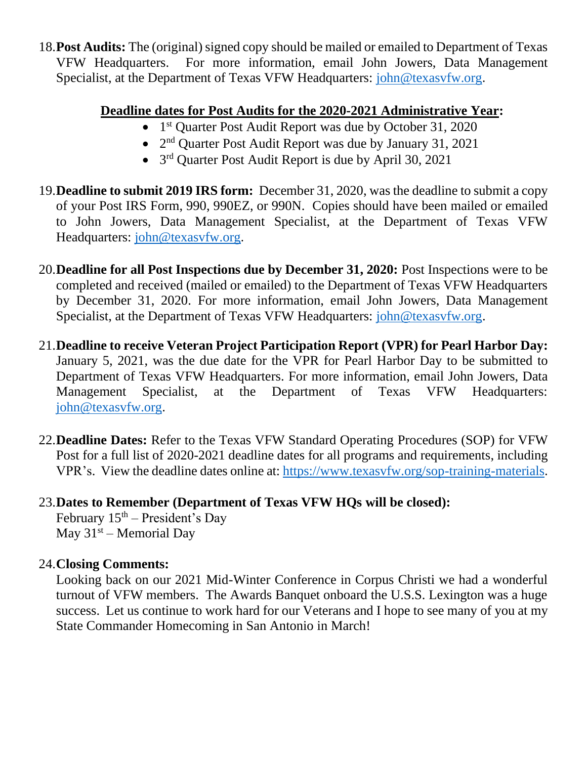18. **Post Audits:** The (original) signed copy should be mailed or emailed to Department of Texas VFW Headquarters. For more information, email John Jowers, Data Management Specialist, at the Department of Texas VFW Headquarters: john@texasvfw.org.

**Deadline dates for Post Audits for the 2020-2021 Administrative Year:**

- 1st Quarter Post Audit Report was due by October 31, 2020
- 2nd Quarter Post Audit Report was due by January 31, 2021
- 3rd Quarter Post Audit Report is due by April 30, 2021

19. **Deadline to submit 2019 IRS form:** December 31, 2020, was the deadline to submit a copy of your Post IRS Form, 990, 990EZ, or 990N. Copies should have been mailed or emailed to John Jowers, Data Management Specialist, at the Department of Texas VFW Headquarters: john@texasvfw.org.

20. **Deadline for all Post Inspections due by December 31, 2020:** Post Inspections were to be completed and received (mailed or emailed) to the Department of Texas VFW Headquarters by December 31, 2020. For more information, email John Jowers, Data Management Specialist, at the Department of Texas VFW Headquarters: john@texasvfw.org.

21. **Deadline to receive Veteran Project Participation Report (VPR) for Pearl Harbor Day:** January 5, 2021, was the due date for the VPR for Pearl Harbor Day to be submitted to Department of Texas VFW Headquarters. For more information, email John Jowers, Data Management Specialist, at the Department of Texas VFW Headquarters: john@texasvfw.org.

22. **Deadline Dates:** Refer to the Texas VFW Standard Operating Procedures (SOP) for VFW Post for a full list of 2020-2021 deadline dates for all programs and requirements, including VPR's. View the deadline dates online at: https://www.texasvfw.org/sop-training-materials.

23. **Dates to Remember (Department of Texas VFW HQs will be closed):**
    February 15th – President's Day
    May 31st – Memorial Day

24. **Closing Comments:**
    Looking back on our 2021 Mid-Winter Conference in Corpus Christi we had a wonderful turnout of VFW members. The Awards Banquet onboard the U.S.S. Lexington was a huge success. Let us continue to work hard for our Veterans and I hope to see many of you at my State Commander Homecoming in San Antonio in March!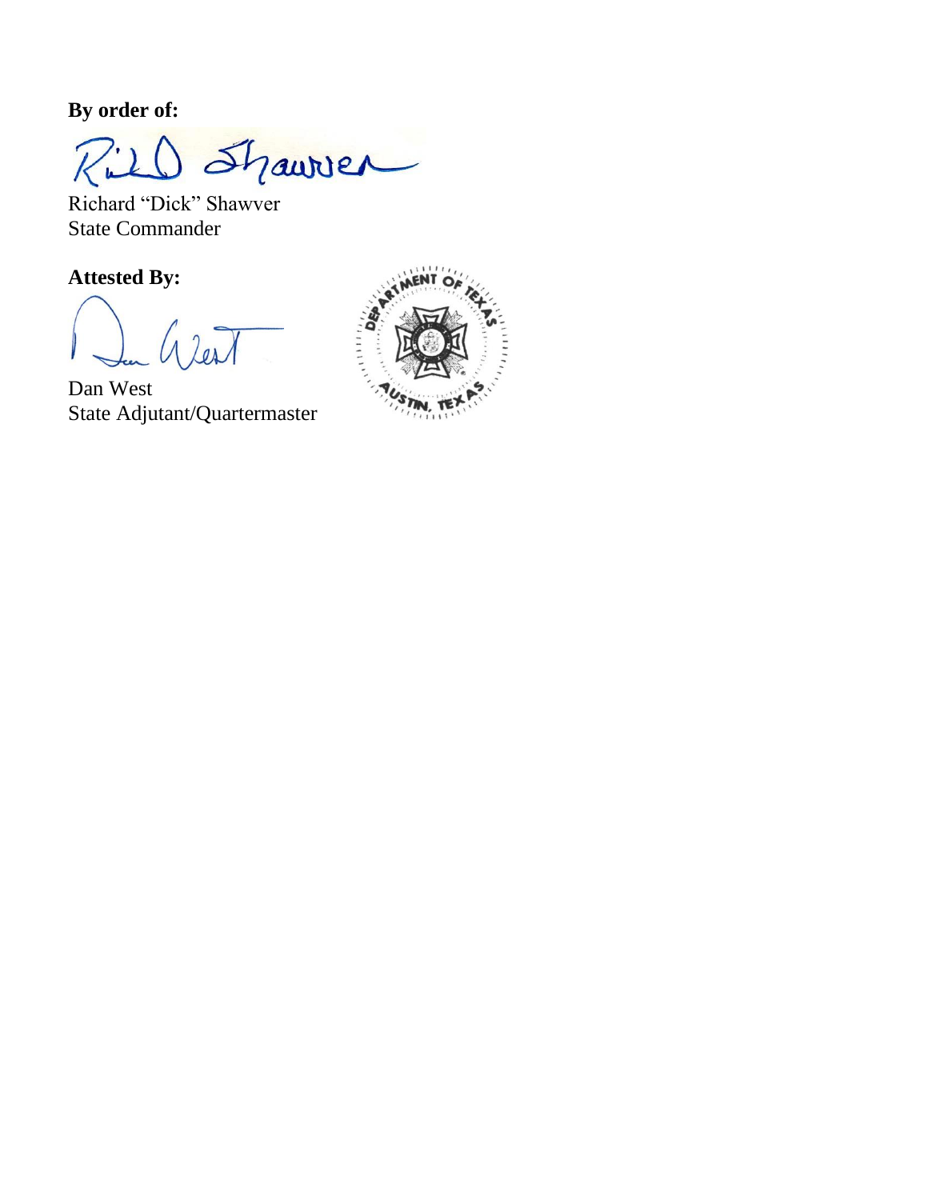**By order of:**

Richard "Dick" Shawver
State Commander

**Attested By:**

Dan West
State Adjutant/Quartermaster